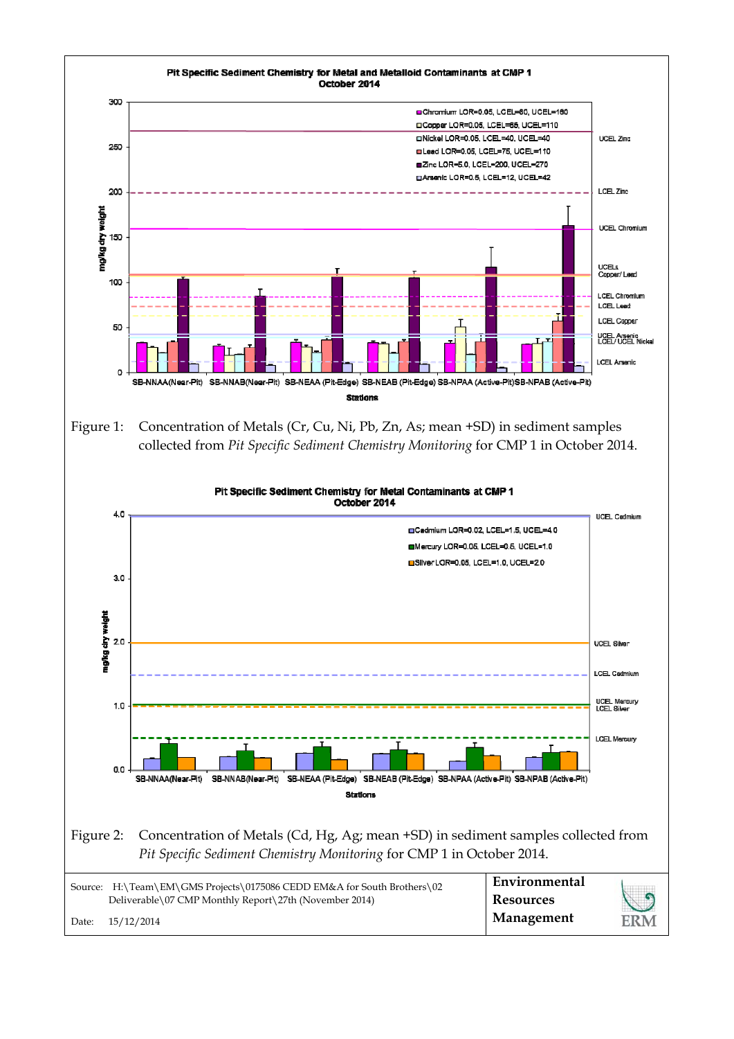Pit Specific Sediment Chemistry for Metal and Metalloid Contaminants at CMP 1
October 2014

Figure 1: Concentration of Metals (Cr, Cu, Ni, Pb, Zn, As; mean +SD) in sediment samples collected from *Pit Specific Sediment Chemistry Monitoring* for CMP 1 in October 2014.

Pit Specific Sediment Chemistry for Metal Contaminants at CMP 1
October 2014

Figure 2: Concentration of Metals (Cd, Hg, Ag; mean +SD) in sediment samples collected from *Pit Specific Sediment Chemistry Monitoring* for CMP 1 in October 2014.

Source: H:\Team\EM\GMS Projects\0175086 CEDD EM&A for South Brothers\02 Deliverable\07 CMP Monthly Report\27th (November 2014)

Date: 15/12/2014

**Environmental Resources Management**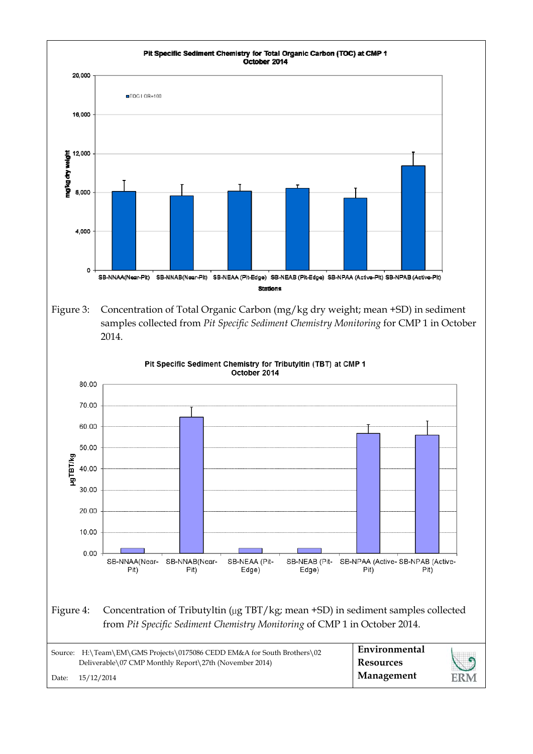Figure 3: Concentration of Total Organic Carbon (mg/kg dry weight; mean +SD) in sediment samples collected from *Pit Specific Sediment Chemistry Monitoring* for CMP 1 in October 2014.

Figure 4: Concentration of Tributyltin (μg TBT/kg; mean +SD) in sediment samples collected from *Pit Specific Sediment Chemistry Monitoring* of CMP 1 in October 2014.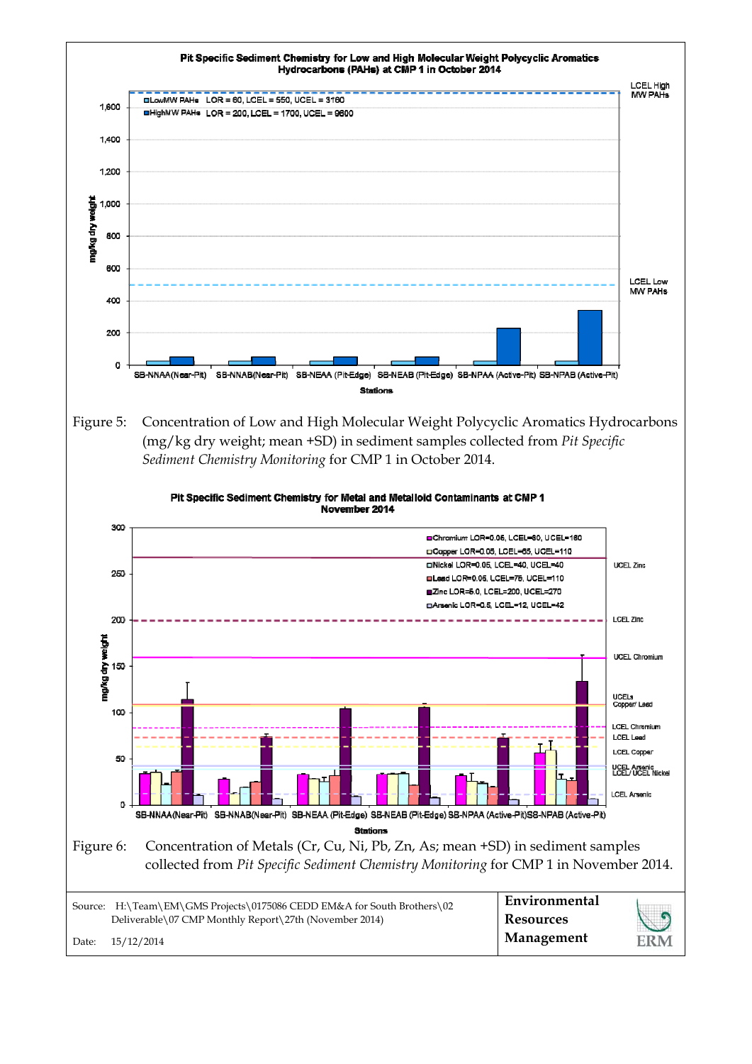**Pit Specific Sediment Chemistry for Low and High Molecular Weight Polycyclic Aromatics Hydrocarbons (PAHs) at CMP 1 in October 2014**

Figure 5: Concentration of Low and High Molecular Weight Polycyclic Aromatics Hydrocarbons (mg/kg dry weight; mean +SD) in sediment samples collected from *Pit Specific Sediment Chemistry Monitoring* for CMP 1 in October 2014.

**Pit Specific Sediment Chemistry for Metal and Metalloid Contaminants at CMP 1 November 2014**

Figure 6: Concentration of Metals (Cr, Cu, Ni, Pb, Zn, As; mean +SD) in sediment samples collected from *Pit Specific Sediment Chemistry Monitoring* for CMP 1 in November 2014.

Source: H:\Team\EM\GMS Projects\0175086 CEDD EM&A for South Brothers\02 Deliverable\07 CMP Monthly Report\27th (November 2014)

Date: 15/12/2014

**Environmental Resources Management**

ERM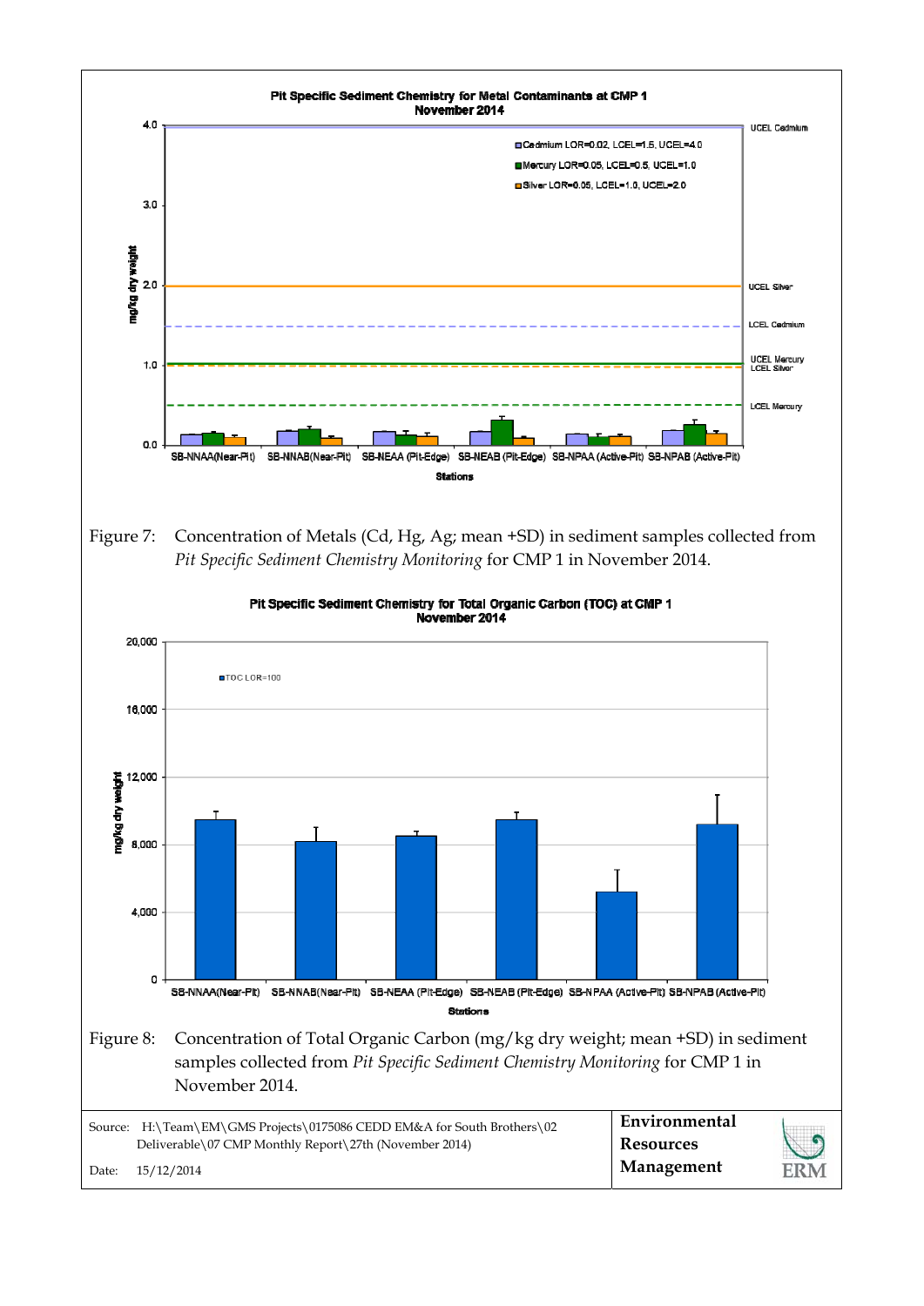Figure 7: Concentration of Metals (Cd, Hg, Ag; mean +SD) in sediment samples collected from *Pit Specific Sediment Chemistry Monitoring* for CMP 1 in November 2014.

Figure 8: Concentration of Total Organic Carbon (mg/kg dry weight; mean +SD) in sediment samples collected from *Pit Specific Sediment Chemistry Monitoring* for CMP 1 in November 2014.

| Source: H:\Team\EM\GMS Projects\0175086 CEDD EM&A for South Brothers\02 Deliverable\07 CMP Monthly Report\27th (November 2014) | Environmental Resources Management |
|---|---|
| Date: 15/12/2014 | |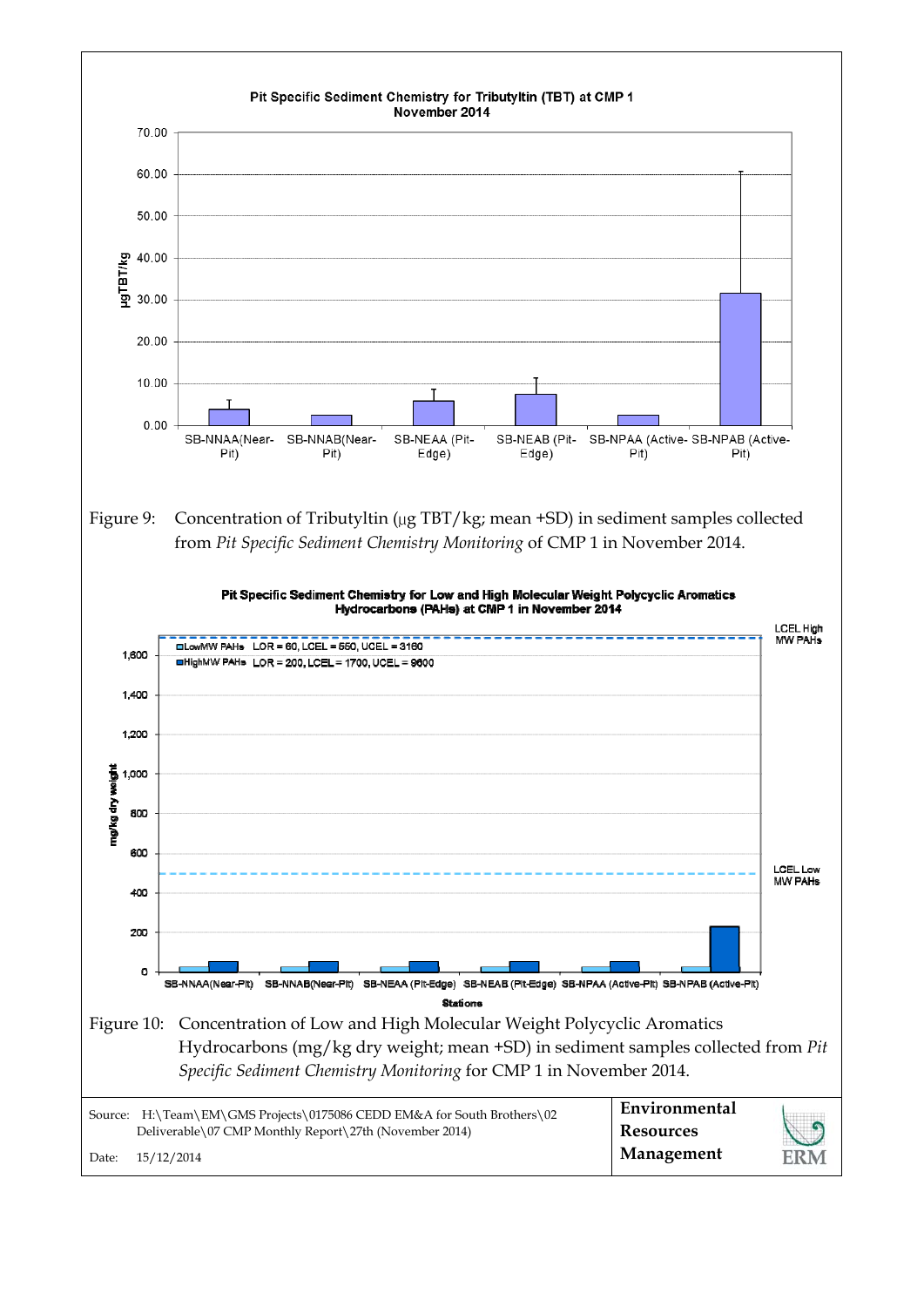Figure 9: Concentration of Tributyltin (μg TBT/kg; mean +SD) in sediment samples collected from *Pit Specific Sediment Chemistry Monitoring* of CMP 1 in November 2014.

Figure 10: Concentration of Low and High Molecular Weight Polycyclic Aromatics Hydrocarbons (mg/kg dry weight; mean +SD) in sediment samples collected from *Pit Specific Sediment Chemistry Monitoring* for CMP 1 in November 2014.

Source: H:\Team\EM\GMS Projects\0175086 CEDD EM&A for South Brothers\02 Deliverable\07 CMP Monthly Report\27th (November 2014)

Date: 15/12/2014

**Environmental Resources Management**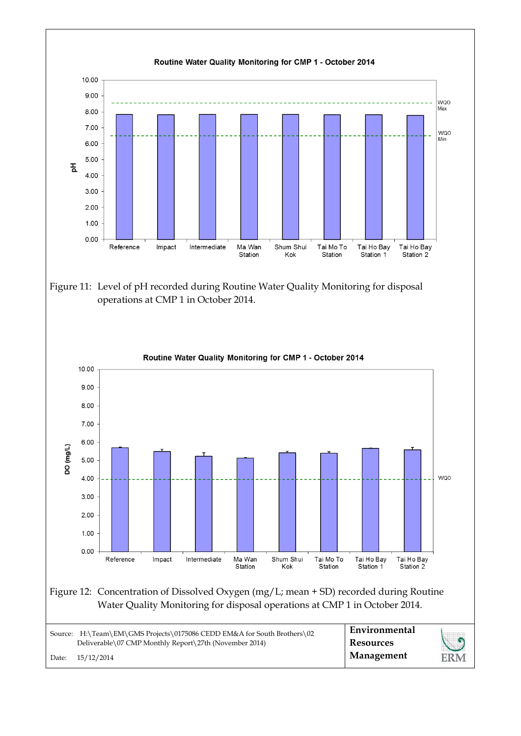Routine Water Quality Monitoring for CMP 1 - October 2014

Figure 11: Level of pH recorded during Routine Water Quality Monitoring for disposal operations at CMP 1 in October 2014.

Routine Water Quality Monitoring for CMP 1 - October 2014

Figure 12: Concentration of Dissolved Oxygen (mg/L; mean + SD) recorded during Routine Water Quality Monitoring for disposal operations at CMP 1 in October 2014.

Source: H:\Team\EM\GMS Projects\0175086 CEDD EM&A for South Brothers\02 Deliverable\07 CMP Monthly Report\27th (November 2014)

Date: 15/12/2014

**Environmental Resources Management**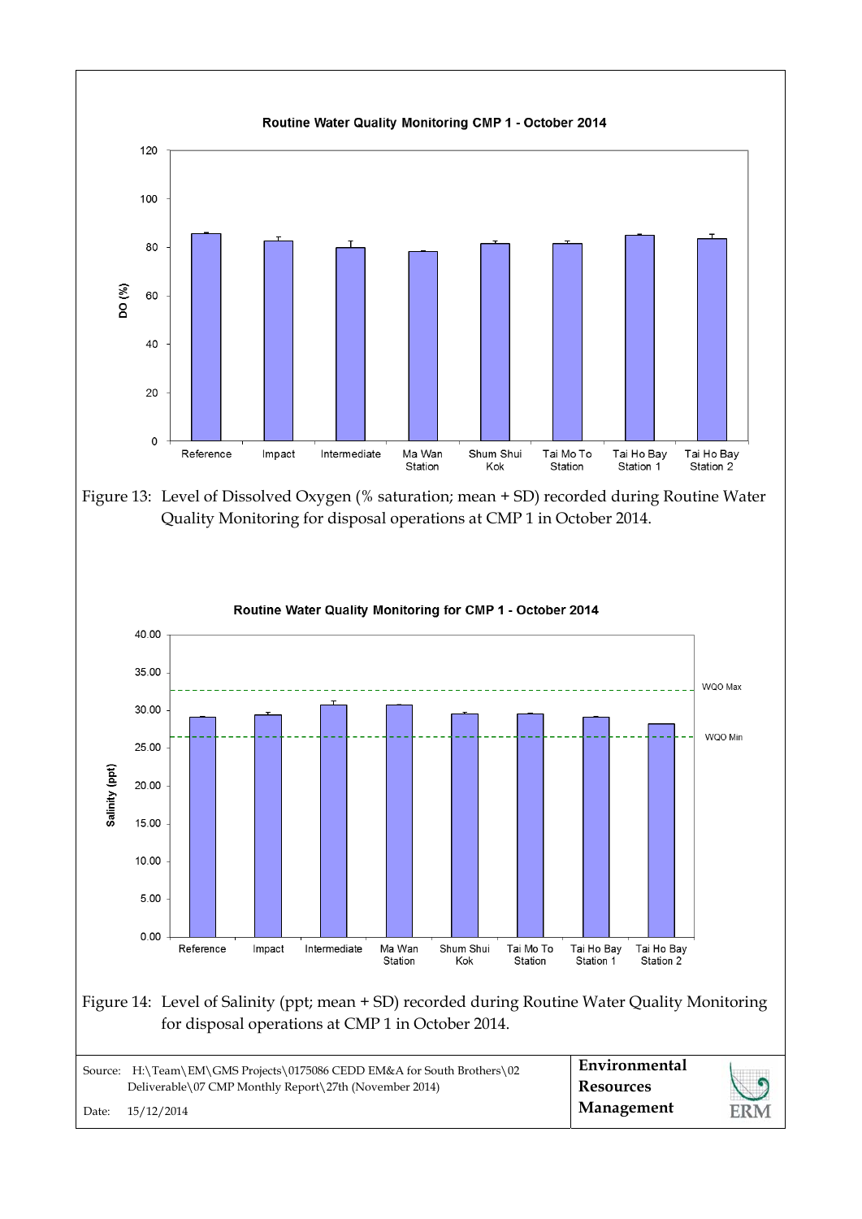Routine Water Quality Monitoring CMP 1 - October 2014

Figure 13: Level of Dissolved Oxygen (% saturation; mean + SD) recorded during Routine Water Quality Monitoring for disposal operations at CMP 1 in October 2014.

Routine Water Quality Monitoring for CMP 1 - October 2014

Figure 14: Level of Salinity (ppt; mean + SD) recorded during Routine Water Quality Monitoring for disposal operations at CMP 1 in October 2014.

Source: H:\Team\EM\GMS Projects\0175086 CEDD EM&A for South Brothers\02 Deliverable\07 CMP Monthly Report\27th (November 2014)

Date: 15/12/2014

Environmental Resources Management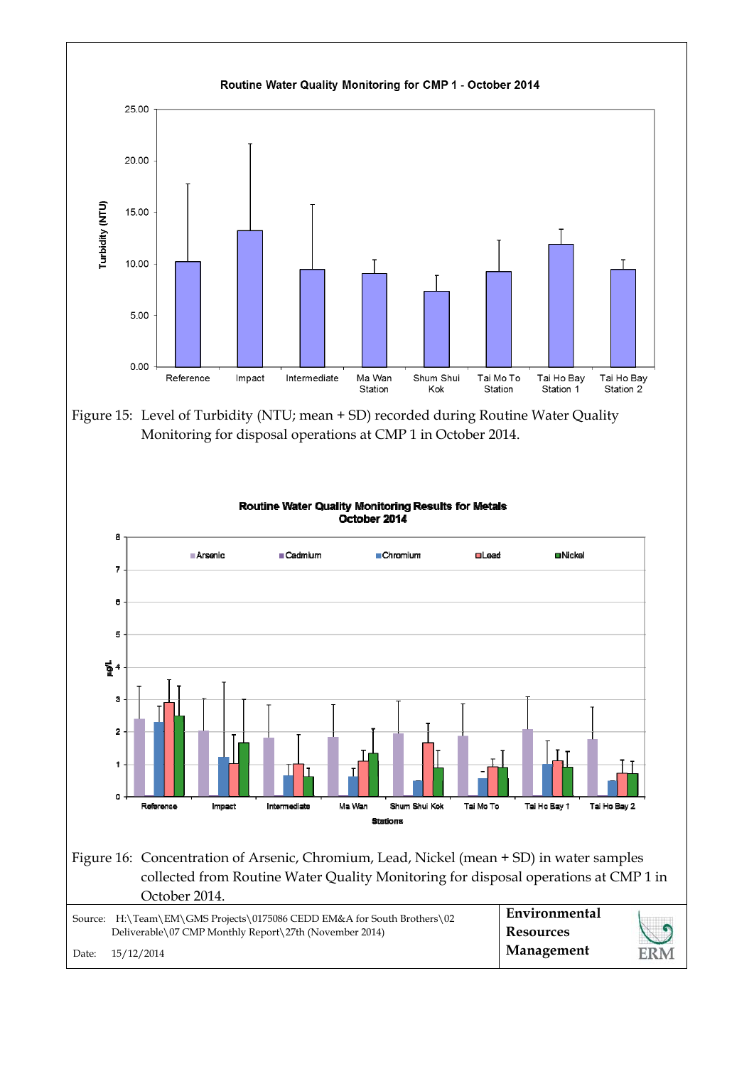Figure 15: Level of Turbidity (NTU; mean + SD) recorded during Routine Water Quality Monitoring for disposal operations at CMP 1 in October 2014.

Figure 16: Concentration of Arsenic, Chromium, Lead, Nickel (mean + SD) in water samples collected from Routine Water Quality Monitoring for disposal operations at CMP 1 in October 2014.

Source: H:\Team\EM\GMS Projects\0175086 CEDD EM&A for South Brothers\02 Deliverable\07 CMP Monthly Report\27th (November 2014)

Date: 15/12/2014

**Environmental Resources Management**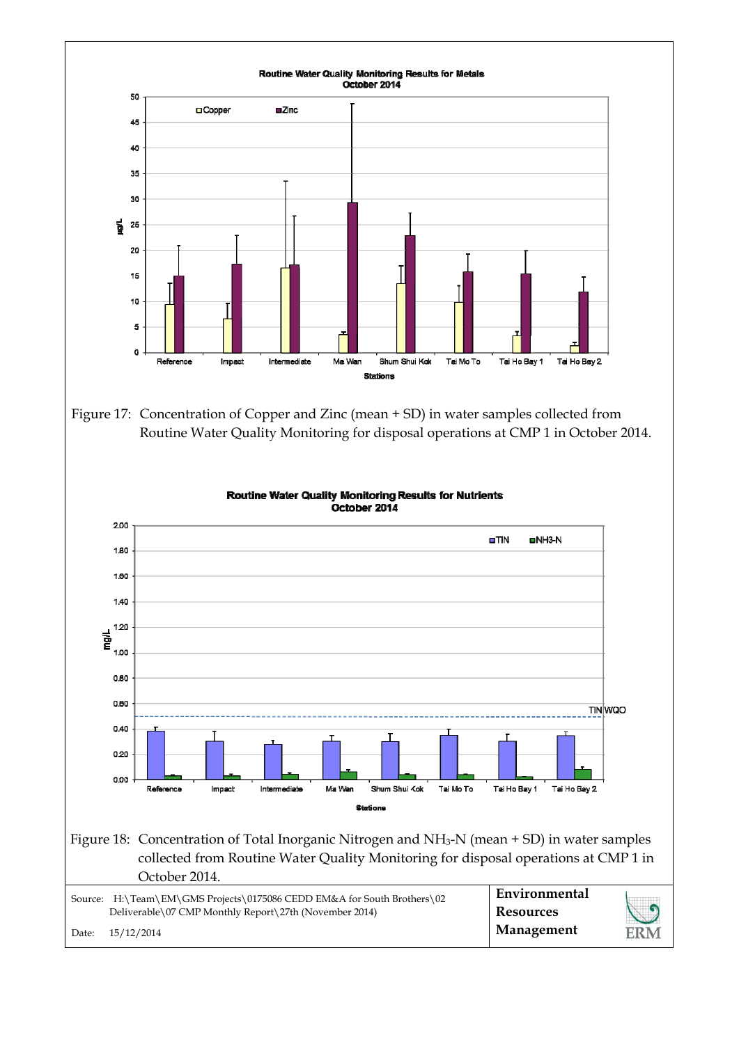Figure 17: Concentration of Copper and Zinc (mean + SD) in water samples collected from Routine Water Quality Monitoring for disposal operations at CMP 1 in October 2014.

Figure 18: Concentration of Total Inorganic Nitrogen and $NH_3$-N (mean + SD) in water samples collected from Routine Water Quality Monitoring for disposal operations at CMP 1 in October 2014.

Source: H:\Team\EM\GMS Projects\0175086 CEDD EM&A for South Brothers\02 Deliverable\07 CMP Monthly Report\27th (November 2014)

Date: 15/12/2014

**Environmental Resources Management**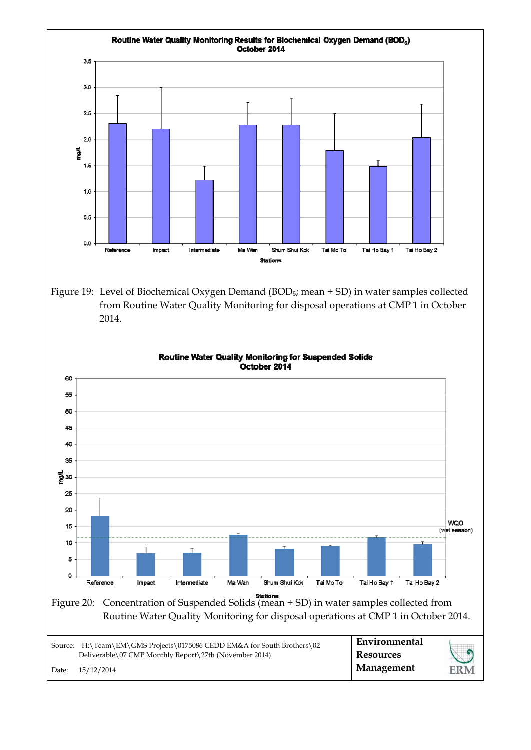**Routine Water Quality Monitoring Results for Biochemical Oxygen Demand ($BOD_5$)**
**October 2014**

Figure 19: Level of Biochemical Oxygen Demand ($BOD_5$; mean + SD) in water samples collected from Routine Water Quality Monitoring for disposal operations at CMP 1 in October 2014.

**Routine Water Quality Monitoring for Suspended Solids**
**October 2014**

Figure 20: Concentration of Suspended Solids (mean + SD) in water samples collected from Routine Water Quality Monitoring for disposal operations at CMP 1 in October 2014.

Source: H:\Team\EM\GMS Projects\0175086 CEDD EM&A for South Brothers\02 Deliverable\07 CMP Monthly Report\27th (November 2014)

Date: 15/12/2014

**Environmental Resources Management**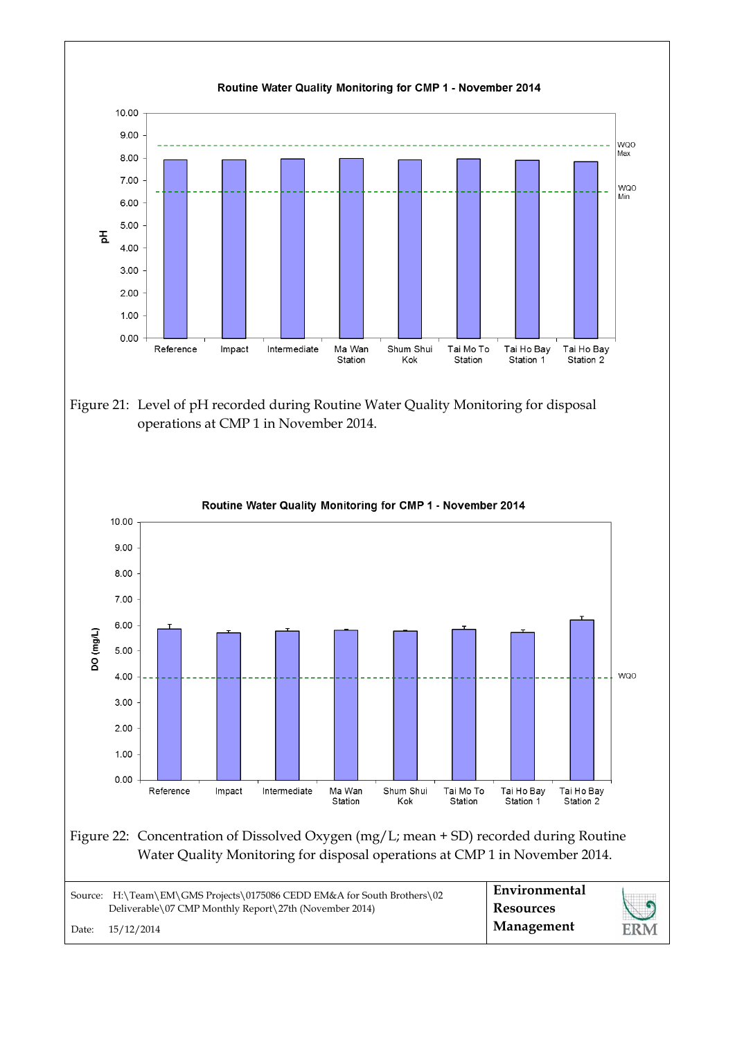**Routine Water Quality Monitoring for CMP 1 - November 2014**

Figure 21: Level of pH recorded during Routine Water Quality Monitoring for disposal operations at CMP 1 in November 2014.

**Routine Water Quality Monitoring for CMP 1 - November 2014**

Figure 22: Concentration of Dissolved Oxygen (mg/L; mean + SD) recorded during Routine Water Quality Monitoring for disposal operations at CMP 1 in November 2014.

Source: H:\Team\EM\GMS Projects\0175086 CEDD EM&A for South Brothers\02 Deliverable\07 CMP Monthly Report\27th (November 2014)

Date: 15/12/2014

**Environmental Resources Management**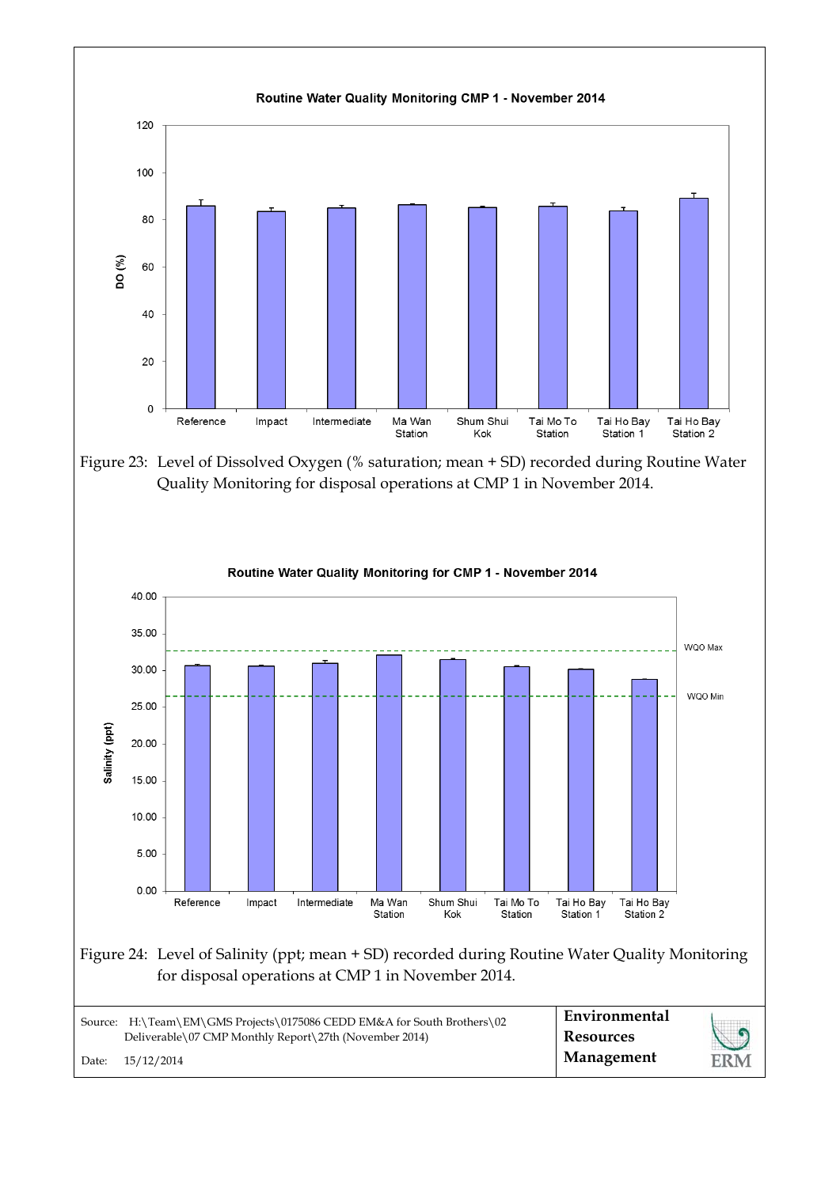Figure 23: Level of Dissolved Oxygen (% saturation; mean + SD) recorded during Routine Water Quality Monitoring for disposal operations at CMP 1 in November 2014.

Figure 24: Level of Salinity (ppt; mean + SD) recorded during Routine Water Quality Monitoring for disposal operations at CMP 1 in November 2014.

Source: H:\Team\EM\GMS Projects\0175086 CEDD EM&A for South Brothers\02 Deliverable\07 CMP Monthly Report\27th (November 2014)

Date: 15/12/2014

**Environmental Resources Management**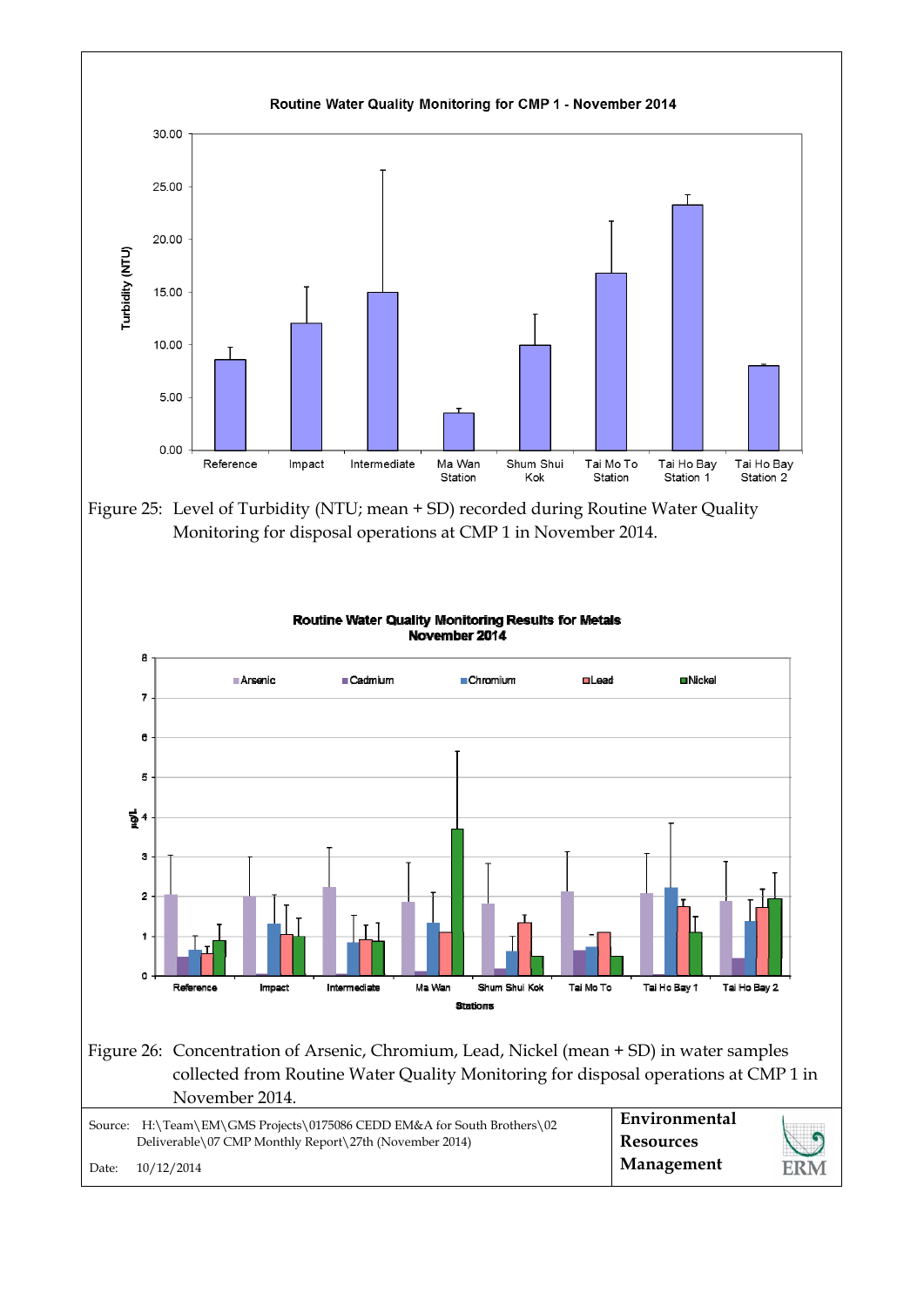Figure 25: Level of Turbidity (NTU; mean + SD) recorded during Routine Water Quality Monitoring for disposal operations at CMP 1 in November 2014.

Figure 26: Concentration of Arsenic, Chromium, Lead, Nickel (mean + SD) in water samples collected from Routine Water Quality Monitoring for disposal operations at CMP 1 in November 2014.

| Source: | H:\Team\EM\GMS Projects\0175086 CEDD EM&A for South Brothers\02 Deliverable\07 CMP Monthly Report\27th (November 2014) | Environmental Resources Management |
|---|---|---|
| Date: | 10/12/2014 | |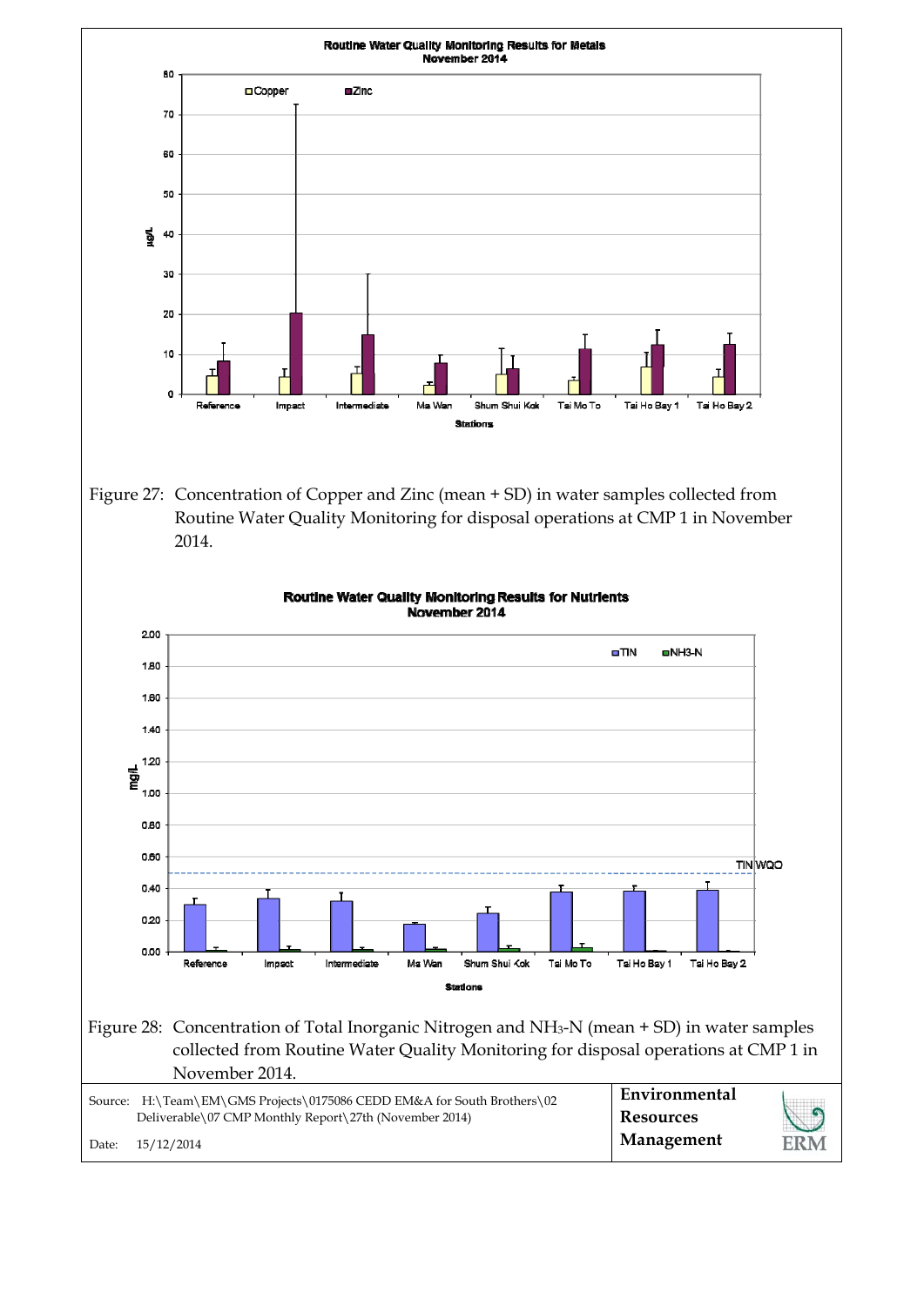Figure 27: Concentration of Copper and Zinc (mean + SD) in water samples collected from Routine Water Quality Monitoring for disposal operations at CMP 1 in November 2014.

Figure 28: Concentration of Total Inorganic Nitrogen and $NH_3$-N (mean + SD) in water samples collected from Routine Water Quality Monitoring for disposal operations at CMP 1 in November 2014.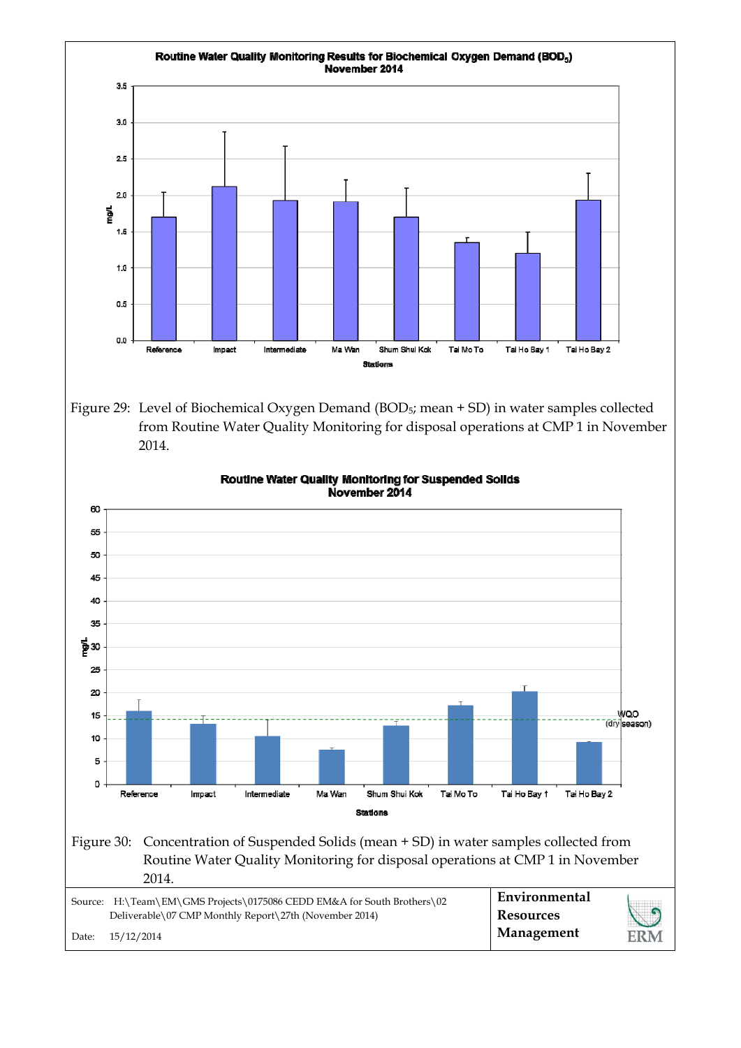Routine Water Quality Monitoring Results for Biochemical Oxygen Demand ($BOD_5$)
November 2014

mg/L

3.5
3.0
2.5
2.0
1.5
1.0
0.5
0.0

Reference
Impact
Intermediate
Ma Wan
Shum Shui Kok
Tai Mo To
Tai Ho Bay 1
Tai Ho Bay 2

Stations

Figure 29: Level of Biochemical Oxygen Demand ($BOD_5$; mean + SD) in water samples collected from Routine Water Quality Monitoring for disposal operations at CMP 1 in November 2014.

Routine Water Quality Monitoring for Suspended Solids
November 2014

mg/L

60
55
50
45
40
35
30
25
20
15
10
5
0

WQO
(dry season)

Reference
Impact
Intermediate
Ma Wan
Shum Shui Kok
Tai Mo To
Tai Ho Bay 1
Tai Ho Bay 2

Stations

Figure 30: Concentration of Suspended Solids (mean + SD) in water samples collected from Routine Water Quality Monitoring for disposal operations at CMP 1 in November 2014.

Source: H:\Team\EM\GMS Projects\0175086 CEDD EM&A for South Brothers\02 Deliverable\07 CMP Monthly Report\27th (November 2014)

Date: 15/12/2014

**Environmental Resources Management**

ERM